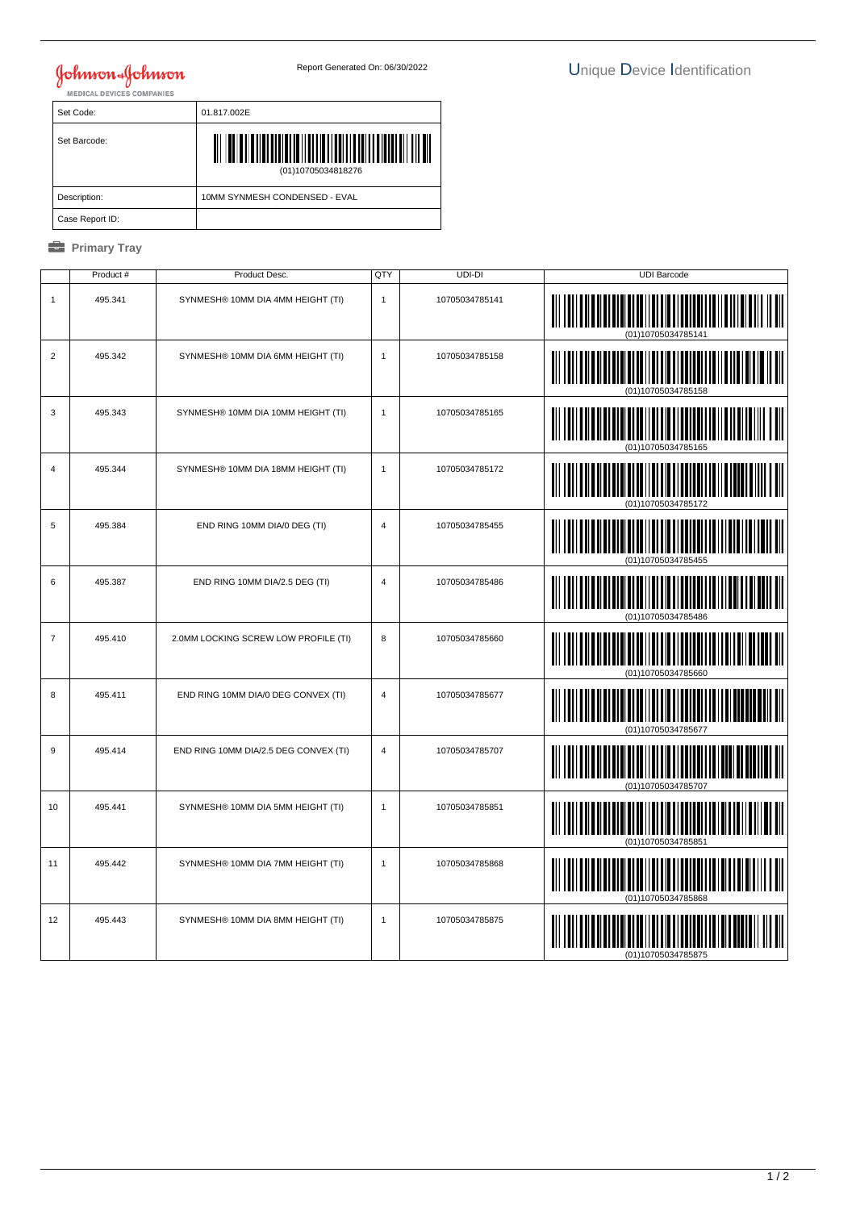Johnson & Johnson
MEDICAL DEVICES COMPANIES

Report Generated On: 06/30/2022

# Unique Device Identification

| Set Code: | 01.817.002E |
| --- | --- |
| Set Barcode: | (01)10705034818276 |
| Description: | 10MM SYNMESH CONDENSED - EVAL |
| Case Report ID: | |

## Primary Tray

| | Product # | Product Desc. | QTY | UDI-DI | UDI Barcode |
| --- | --- | --- | --- | --- | --- |
| 1 | 495.341 | SYNMESH® 10MM DIA 4MM HEIGHT (TI) | 1 | 10705034785141 | (01)10705034785141 |
| 2 | 495.342 | SYNMESH® 10MM DIA 6MM HEIGHT (TI) | 1 | 10705034785158 | (01)10705034785158 |
| 3 | 495.343 | SYNMESH® 10MM DIA 10MM HEIGHT (TI) | 1 | 10705034785165 | (01)10705034785165 |
| 4 | 495.344 | SYNMESH® 10MM DIA 18MM HEIGHT (TI) | 1 | 10705034785172 | (01)10705034785172 |
| 5 | 495.384 | END RING 10MM DIA/0 DEG (TI) | 4 | 10705034785455 | (01)10705034785455 |
| 6 | 495.387 | END RING 10MM DIA/2.5 DEG (TI) | 4 | 10705034785486 | (01)10705034785486 |
| 7 | 495.410 | 2.0MM LOCKING SCREW LOW PROFILE (TI) | 8 | 10705034785660 | (01)10705034785660 |
| 8 | 495.411 | END RING 10MM DIA/0 DEG CONVEX (TI) | 4 | 10705034785677 | (01)10705034785677 |
| 9 | 495.414 | END RING 10MM DIA/2.5 DEG CONVEX (TI) | 4 | 10705034785707 | (01)10705034785707 |
| 10 | 495.441 | SYNMESH® 10MM DIA 5MM HEIGHT (TI) | 1 | 10705034785851 | (01)10705034785851 |
| 11 | 495.442 | SYNMESH® 10MM DIA 7MM HEIGHT (TI) | 1 | 10705034785868 | (01)10705034785868 |
| 12 | 495.443 | SYNMESH® 10MM DIA 8MM HEIGHT (TI) | 1 | 10705034785875 | (01)10705034785875 |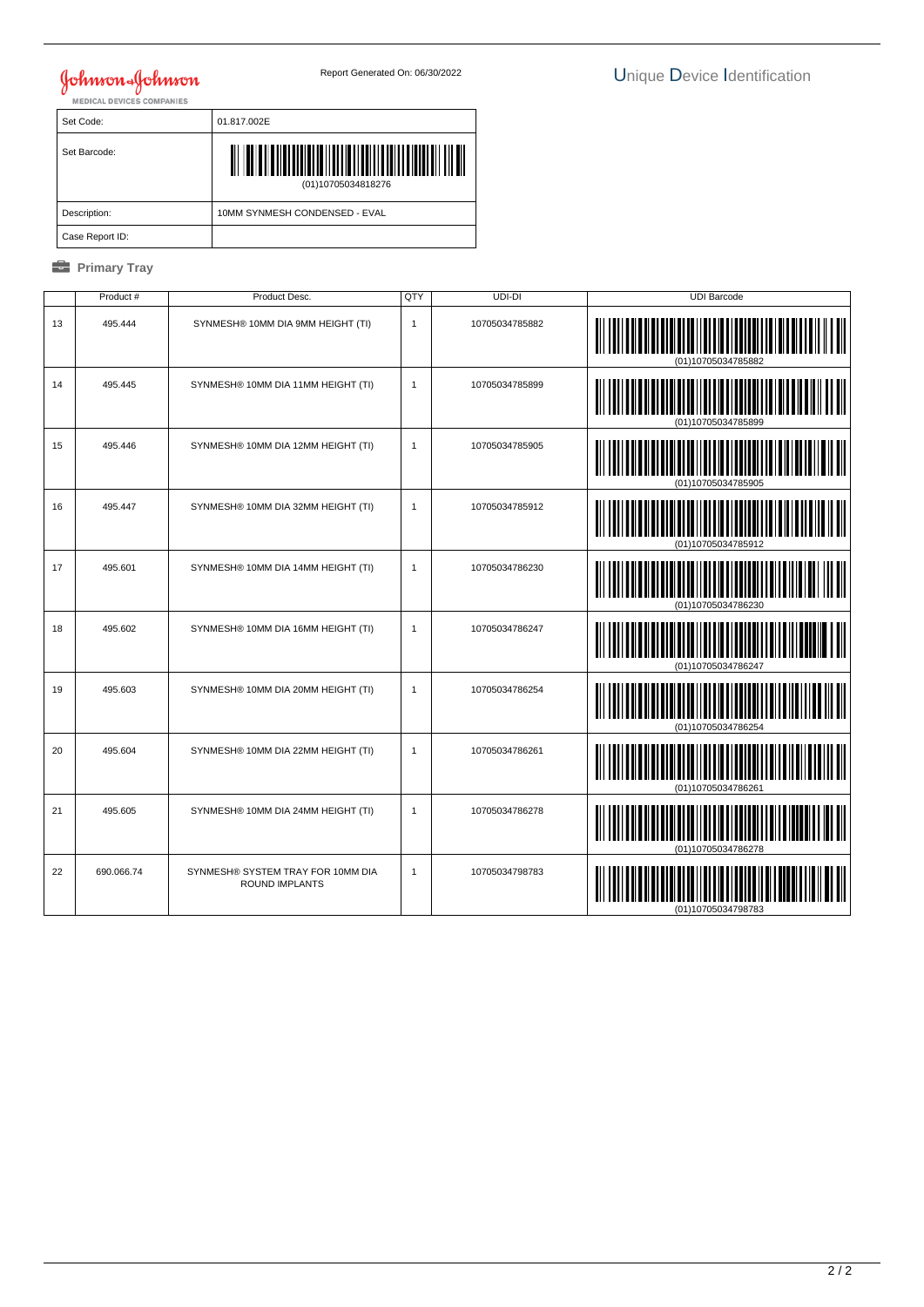Johnson & Johnson MEDICAL DEVICES COMPANIES

Report Generated On: 06/30/2022

# Unique Device Identification

| | |
|---|---|
| Set Code: | 01.817.002E |
| Set Barcode: | (01)10705034818276 |
| Description: | 10MM SYNMESH CONDENSED - EVAL |
| Case Report ID: | |

## Primary Tray

| | Product # | Product Desc. | QTY | UDI-DI | UDI Barcode |
|---|---|---|---|---|---|
| 13 | 495.444 | SYNMESH® 10MM DIA 9MM HEIGHT (TI) | 1 | 10705034785882 | (01)10705034785882 |
| 14 | 495.445 | SYNMESH® 10MM DIA 11MM HEIGHT (TI) | 1 | 10705034785899 | (01)10705034785899 |
| 15 | 495.446 | SYNMESH® 10MM DIA 12MM HEIGHT (TI) | 1 | 10705034785905 | (01)10705034785905 |
| 16 | 495.447 | SYNMESH® 10MM DIA 32MM HEIGHT (TI) | 1 | 10705034785912 | (01)10705034785912 |
| 17 | 495.601 | SYNMESH® 10MM DIA 14MM HEIGHT (TI) | 1 | 10705034786230 | (01)10705034786230 |
| 18 | 495.602 | SYNMESH® 10MM DIA 16MM HEIGHT (TI) | 1 | 10705034786247 | (01)10705034786247 |
| 19 | 495.603 | SYNMESH® 10MM DIA 20MM HEIGHT (TI) | 1 | 10705034786254 | (01)10705034786254 |
| 20 | 495.604 | SYNMESH® 10MM DIA 22MM HEIGHT (TI) | 1 | 10705034786261 | (01)10705034786261 |
| 21 | 495.605 | SYNMESH® 10MM DIA 24MM HEIGHT (TI) | 1 | 10705034786278 | (01)10705034786278 |
| 22 | 690.066.74 | SYNMESH® SYSTEM TRAY FOR 10MM DIA ROUND IMPLANTS | 1 | 10705034798783 | (01)10705034798783 |